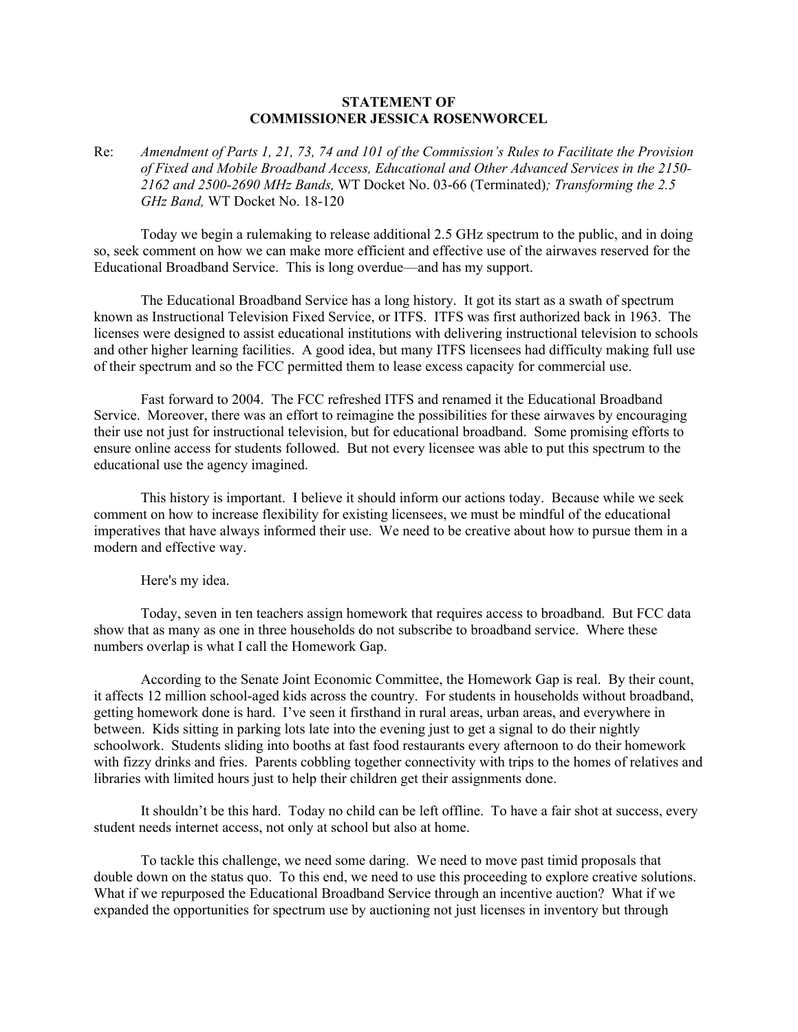**STATEMENT OF**
**COMMISSIONER JESSICA ROSENWORCEL**

Re: *Amendment of Parts 1, 21, 73, 74 and 101 of the Commission's Rules to Facilitate the Provision of Fixed and Mobile Broadband Access, Educational and Other Advanced Services in the 2150-2162 and 2500-2690 MHz Bands,* WT Docket No. 03-66 (Terminated)*; Transforming the 2.5 GHz Band,* WT Docket No. 18-120

Today we begin a rulemaking to release additional 2.5 GHz spectrum to the public, and in doing so, seek comment on how we can make more efficient and effective use of the airwaves reserved for the Educational Broadband Service. This is long overdue—and has my support.

The Educational Broadband Service has a long history. It got its start as a swath of spectrum known as Instructional Television Fixed Service, or ITFS. ITFS was first authorized back in 1963. The licenses were designed to assist educational institutions with delivering instructional television to schools and other higher learning facilities. A good idea, but many ITFS licensees had difficulty making full use of their spectrum and so the FCC permitted them to lease excess capacity for commercial use.

Fast forward to 2004. The FCC refreshed ITFS and renamed it the Educational Broadband Service. Moreover, there was an effort to reimagine the possibilities for these airwaves by encouraging their use not just for instructional television, but for educational broadband. Some promising efforts to ensure online access for students followed. But not every licensee was able to put this spectrum to the educational use the agency imagined.

This history is important. I believe it should inform our actions today. Because while we seek comment on how to increase flexibility for existing licensees, we must be mindful of the educational imperatives that have always informed their use. We need to be creative about how to pursue them in a modern and effective way.

Here's my idea.

Today, seven in ten teachers assign homework that requires access to broadband. But FCC data show that as many as one in three households do not subscribe to broadband service. Where these numbers overlap is what I call the Homework Gap.

According to the Senate Joint Economic Committee, the Homework Gap is real. By their count, it affects 12 million school-aged kids across the country. For students in households without broadband, getting homework done is hard. I've seen it firsthand in rural areas, urban areas, and everywhere in between. Kids sitting in parking lots late into the evening just to get a signal to do their nightly schoolwork. Students sliding into booths at fast food restaurants every afternoon to do their homework with fizzy drinks and fries. Parents cobbling together connectivity with trips to the homes of relatives and libraries with limited hours just to help their children get their assignments done.

It shouldn't be this hard. Today no child can be left offline. To have a fair shot at success, every student needs internet access, not only at school but also at home.

To tackle this challenge, we need some daring. We need to move past timid proposals that double down on the status quo. To this end, we need to use this proceeding to explore creative solutions. What if we repurposed the Educational Broadband Service through an incentive auction? What if we expanded the opportunities for spectrum use by auctioning not just licenses in inventory but through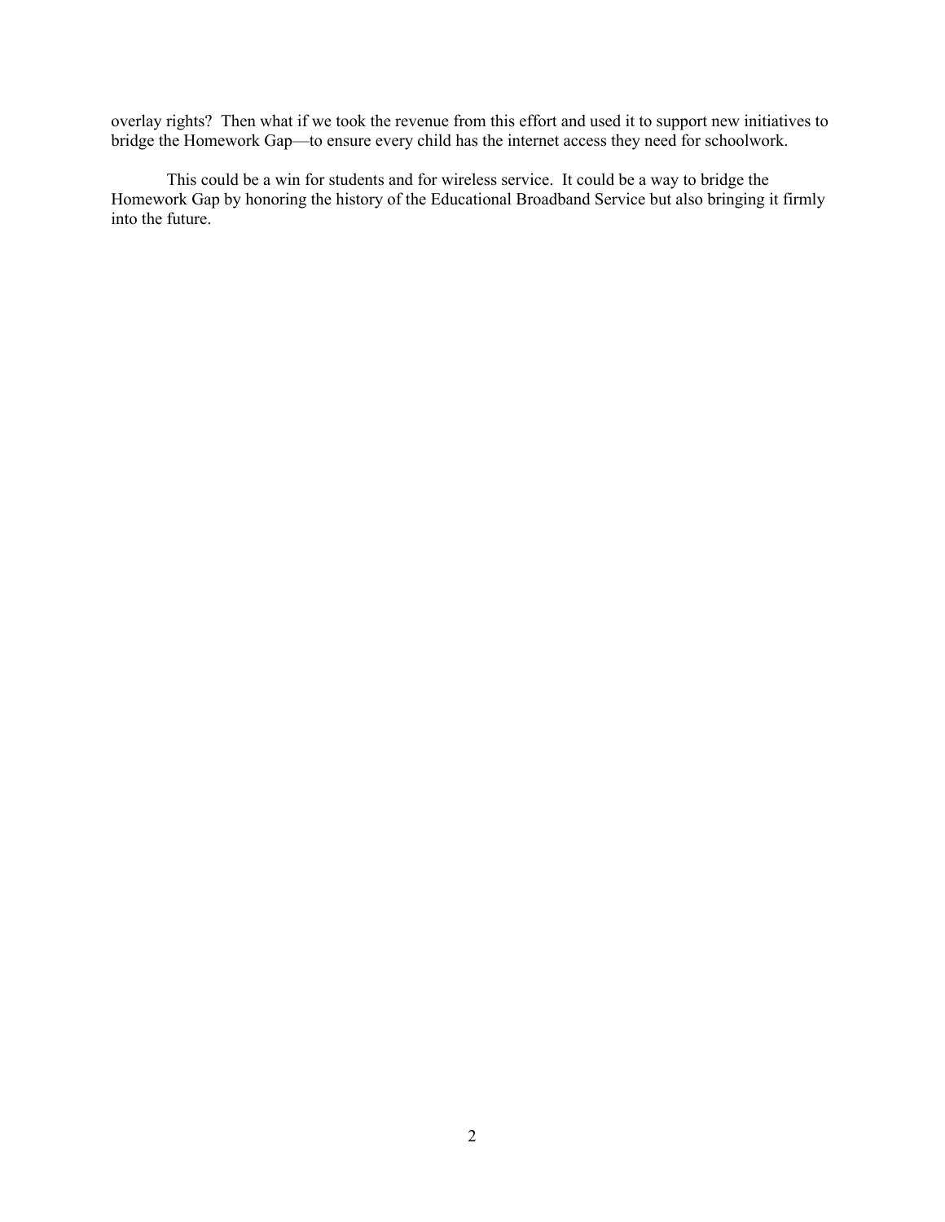overlay rights? Then what if we took the revenue from this effort and used it to support new initiatives to bridge the Homework Gap—to ensure every child has the internet access they need for schoolwork.

This could be a win for students and for wireless service. It could be a way to bridge the Homework Gap by honoring the history of the Educational Broadband Service but also bringing it firmly into the future.